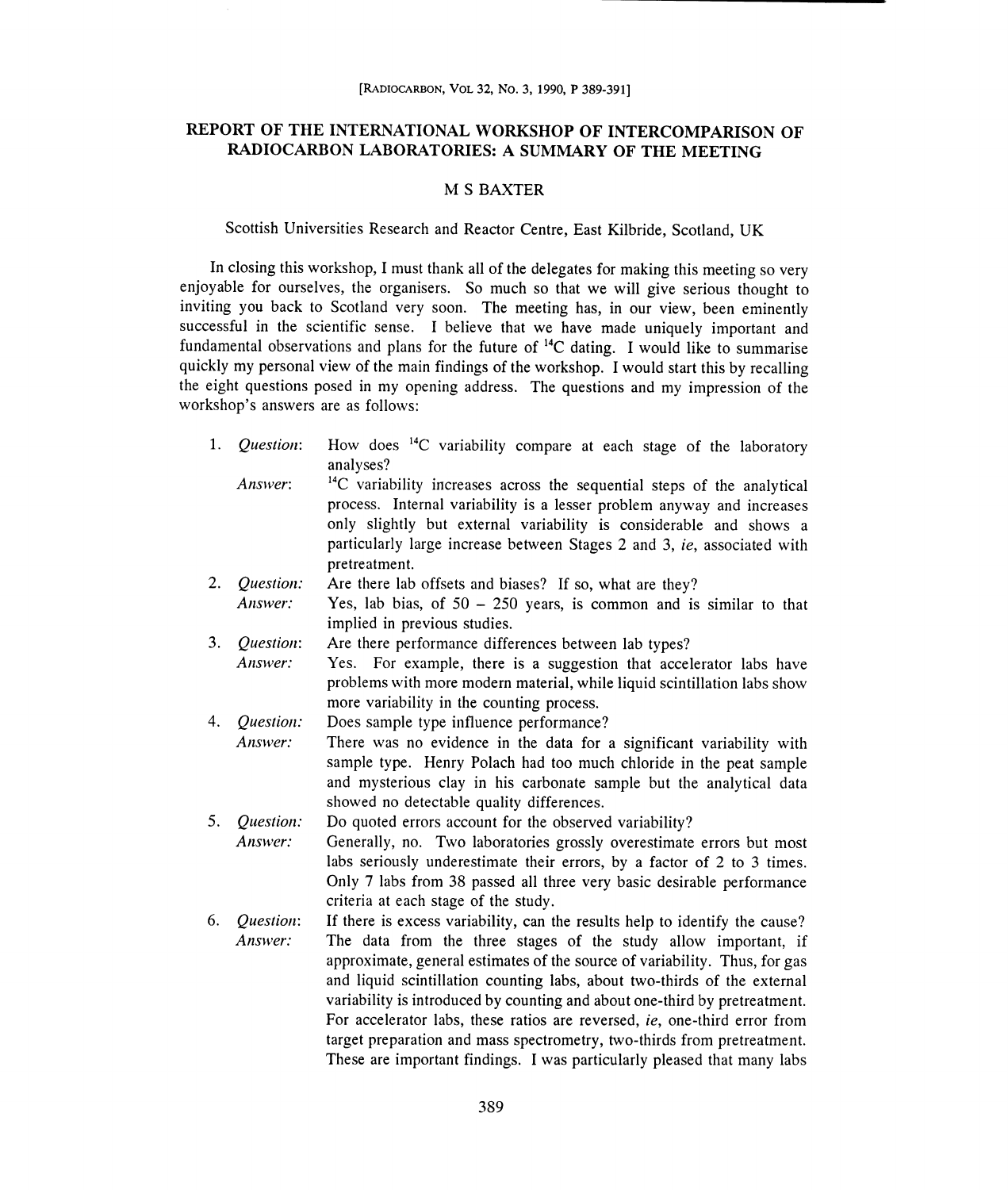# REPORT OF THE INTERNATIONAL WORKSHOP OF INTERCOMPARISON OF RADIOCARBON LABORATORIES: A SUMMARY OF THE MEETING

## M S BAXTER

Scottish Universities Research and Reactor Centre, East Kilbride, Scotland, UK

In closing this workshop, I must thank all of the delegates for making this meeting so very enjoyable for ourselves, the organisers. So much so that we will give serious thought to inviting you back to Scotland very soon. The meeting has, in our view, been eminently successful in the scientific sense. I believe that we have made uniquely important and fundamental observations and plans for the future of $^{14}C$ dating. I would like to summarise quickly my personal view of the main findings of the workshop. I would start this by recalling the eight questions posed in my opening address. The questions and my impression of the workshop's answers are as follows:

1. *Question*: How does $^{14}C$ variability compare at each stage of the laboratory analyses?

   *Answer*: $^{14}C$ variability increases across the sequential steps of the analytical process. Internal variability is a lesser problem anyway and increases only slightly but external variability is considerable and shows a particularly large increase between Stages 2 and 3, *ie*, associated with pretreatment.

2. *Question:* Are there lab offsets and biases? If so, what are they?

   *Answer:* Yes, lab bias, of 50 – 250 years, is common and is similar to that implied in previous studies.

3. *Question*: Are there performance differences between lab types?

   *Answer:* Yes. For example, there is a suggestion that accelerator labs have problems with more modern material, while liquid scintillation labs show more variability in the counting process.

4. *Question:* Does sample type influence performance?

   *Answer:* There was no evidence in the data for a significant variability with sample type. Henry Polach had too much chloride in the peat sample and mysterious clay in his carbonate sample but the analytical data showed no detectable quality differences.

5. *Question:* Do quoted errors account for the observed variability?

   *Answer:* Generally, no. Two laboratories grossly overestimate errors but most labs seriously underestimate their errors, by a factor of 2 to 3 times. Only 7 labs from 38 passed all three very basic desirable performance criteria at each stage of the study.

6. *Question*: If there is excess variability, can the results help to identify the cause?

   *Answer:* The data from the three stages of the study allow important, if approximate, general estimates of the source of variability. Thus, for gas and liquid scintillation counting labs, about two-thirds of the external variability is introduced by counting and about one-third by pretreatment. For accelerator labs, these ratios are reversed, *ie*, one-third error from target preparation and mass spectrometry, two-thirds from pretreatment. These are important findings. I was particularly pleased that many labs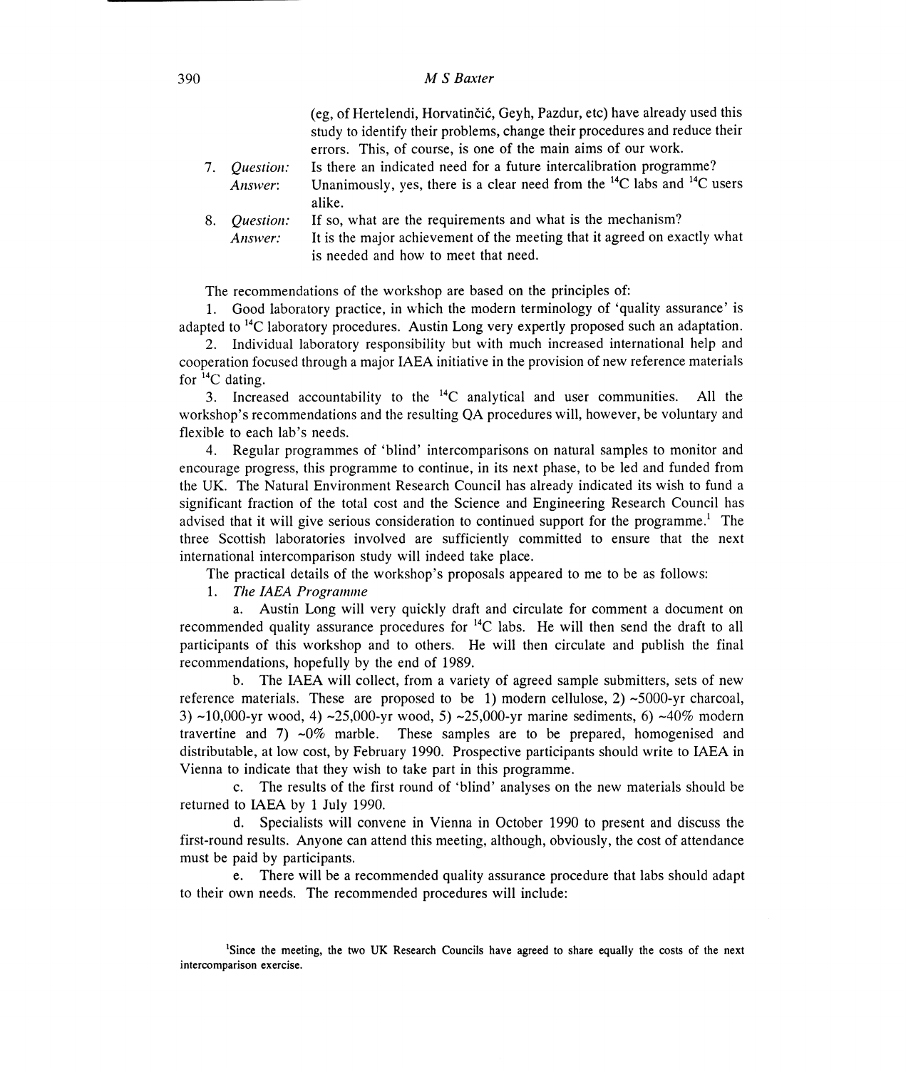(eg, of Hertelendi, Horvatinčić, Geyh, Pazdur, etc) have already used this study to identify their problems, change their procedures and reduce their errors. This, of course, is one of the main aims of our work.

7. *Question:* Is there an indicated need for a future intercalibration programme?
   *Answer:* Unanimously, yes, there is a clear need from the $^{14}C$ labs and $^{14}C$ users alike.
8. *Question:* If so, what are the requirements and what is the mechanism?
   *Answer:* It is the major achievement of the meeting that it agreed on exactly what is needed and how to meet that need.

The recommendations of the workshop are based on the principles of:

1. Good laboratory practice, in which the modern terminology of 'quality assurance' is adapted to $^{14}C$ laboratory procedures. Austin Long very expertly proposed such an adaptation.
2. Individual laboratory responsibility but with much increased international help and cooperation focused through a major IAEA initiative in the provision of new reference materials for $^{14}C$ dating.
3. Increased accountability to the $^{14}C$ analytical and user communities. All the workshop's recommendations and the resulting QA procedures will, however, be voluntary and flexible to each lab's needs.
4. Regular programmes of 'blind' intercomparisons on natural samples to monitor and encourage progress, this programme to continue, in its next phase, to be led and funded from the UK. The Natural Environment Research Council has already indicated its wish to fund a significant fraction of the total cost and the Science and Engineering Research Council has advised that it will give serious consideration to continued support for the programme.[1] The three Scottish laboratories involved are sufficiently committed to ensure that the next international intercomparison study will indeed take place.

The practical details of the workshop's proposals appeared to me to be as follows:

1. *The IAEA Programme*

   a. Austin Long will very quickly draft and circulate for comment a document on recommended quality assurance procedures for $^{14}C$ labs. He will then send the draft to all participants of this workshop and to others. He will then circulate and publish the final recommendations, hopefully by the end of 1989.

   b. The IAEA will collect, from a variety of agreed sample submitters, sets of new reference materials. These are proposed to be 1) modern cellulose, 2) ~5000-yr charcoal, 3) ~10,000-yr wood, 4) ~25,000-yr wood, 5) ~25,000-yr marine sediments, 6) ~40% modern travertine and 7) ~0% marble. These samples are to be prepared, homogenised and distributable, at low cost, by February 1990. Prospective participants should write to IAEA in Vienna to indicate that they wish to take part in this programme.

   c. The results of the first round of 'blind' analyses on the new materials should be returned to IAEA by 1 July 1990.

   d. Specialists will convene in Vienna in October 1990 to present and discuss the first-round results. Anyone can attend this meeting, although, obviously, the cost of attendance must be paid by participants.

   e. There will be a recommended quality assurance procedure that labs should adapt to their own needs. The recommended procedures will include:

[1]Since the meeting, the two UK Research Councils have agreed to share equally the costs of the next intercomparison exercise.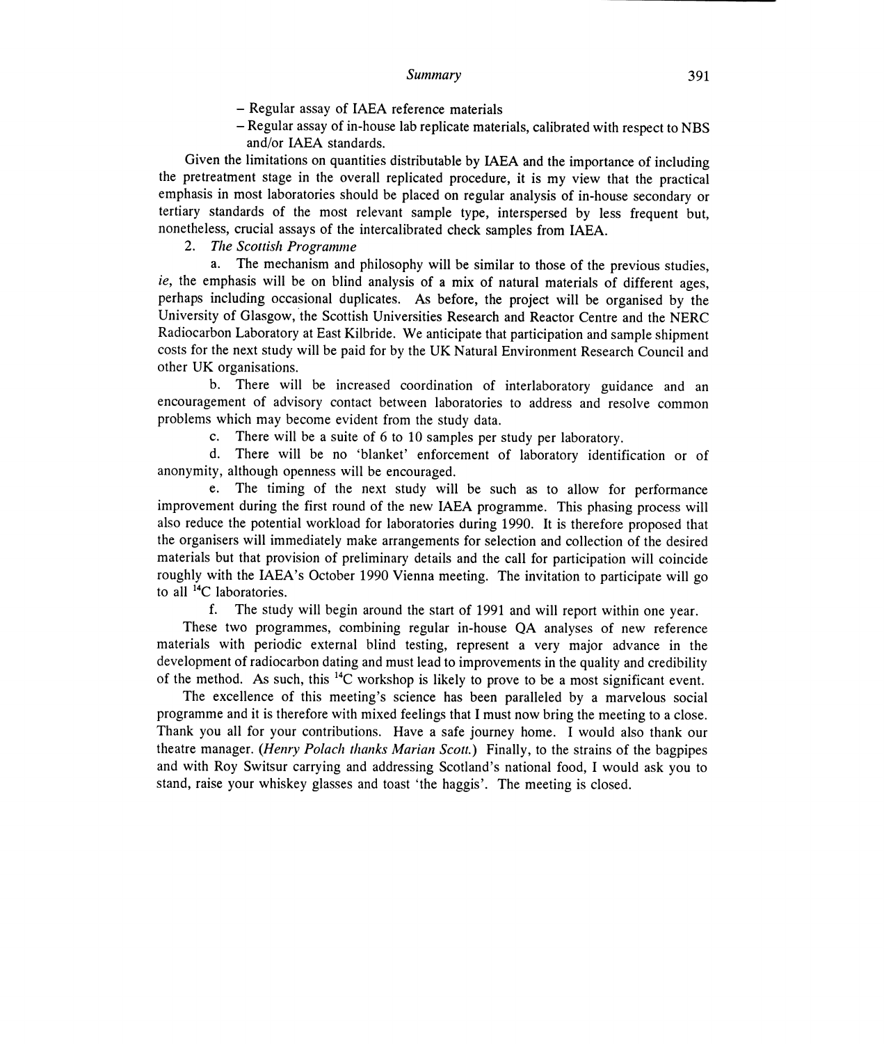- Regular assay of IAEA reference materials
- Regular assay of in-house lab replicate materials, calibrated with respect to NBS and/or IAEA standards.

Given the limitations on quantities distributable by IAEA and the importance of including the pretreatment stage in the overall replicated procedure, it is my view that the practical emphasis in most laboratories should be placed on regular analysis of in-house secondary or tertiary standards of the most relevant sample type, interspersed by less frequent but, nonetheless, crucial assays of the intercalibrated check samples from IAEA.

2. *The Scottish Programme*

a. The mechanism and philosophy will be similar to those of the previous studies, *ie*, the emphasis will be on blind analysis of a mix of natural materials of different ages, perhaps including occasional duplicates. As before, the project will be organised by the University of Glasgow, the Scottish Universities Research and Reactor Centre and the NERC Radiocarbon Laboratory at East Kilbride. We anticipate that participation and sample shipment costs for the next study will be paid for by the UK Natural Environment Research Council and other UK organisations.

b. There will be increased coordination of interlaboratory guidance and an encouragement of advisory contact between laboratories to address and resolve common problems which may become evident from the study data.

c. There will be a suite of 6 to 10 samples per study per laboratory.

d. There will be no 'blanket' enforcement of laboratory identification or of anonymity, although openness will be encouraged.

e. The timing of the next study will be such as to allow for performance improvement during the first round of the new IAEA programme. This phasing process will also reduce the potential workload for laboratories during 1990. It is therefore proposed that the organisers will immediately make arrangements for selection and collection of the desired materials but that provision of preliminary details and the call for participation will coincide roughly with the IAEA's October 1990 Vienna meeting. The invitation to participate will go to all $^{14}C$ laboratories.

f. The study will begin around the start of 1991 and will report within one year.

These two programmes, combining regular in-house QA analyses of new reference materials with periodic external blind testing, represent a very major advance in the development of radiocarbon dating and must lead to improvements in the quality and credibility of the method. As such, this $^{14}C$ workshop is likely to prove to be a most significant event.

The excellence of this meeting's science has been paralleled by a marvelous social programme and it is therefore with mixed feelings that I must now bring the meeting to a close. Thank you all for your contributions. Have a safe journey home. I would also thank our theatre manager. (*Henry Polach thanks Marian Scott.*) Finally, to the strains of the bagpipes and with Roy Switsur carrying and addressing Scotland's national food, I would ask you to stand, raise your whiskey glasses and toast 'the haggis'. The meeting is closed.